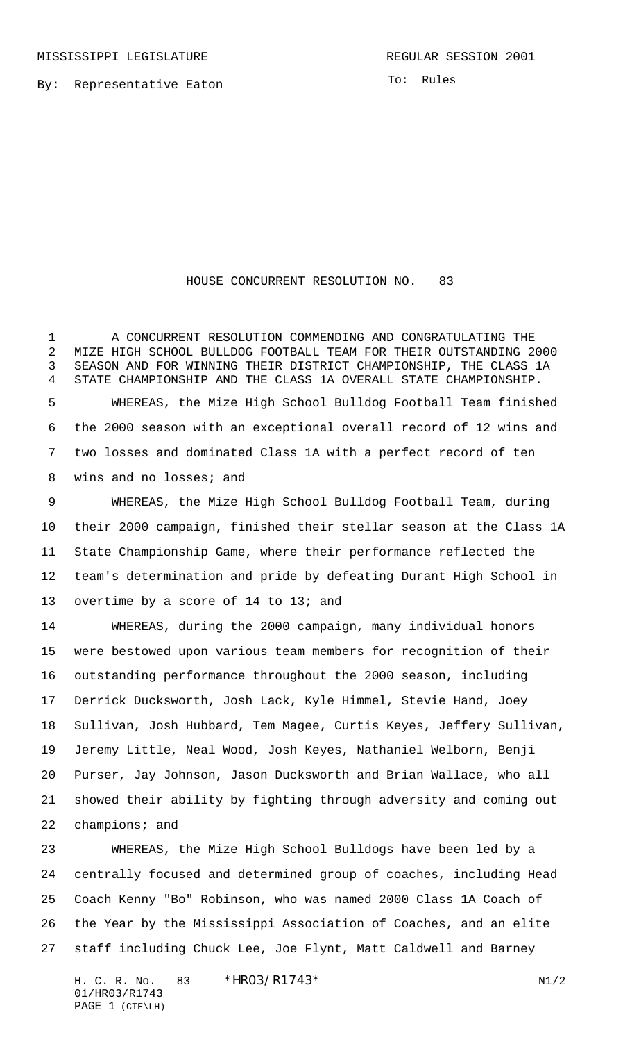MISSISSIPPI LEGISLATURE REGULAR SESSION 2001

By: Representative Eaton

To: Rules

# HOUSE CONCURRENT RESOLUTION NO. 83

A CONCURRENT RESOLUTION COMMENDING AND CONGRATULATING THE MIZE HIGH SCHOOL BULLDOG FOOTBALL TEAM FOR THEIR OUTSTANDING 2000 SEASON AND FOR WINNING THEIR DISTRICT CHAMPIONSHIP, THE CLASS 1A STATE CHAMPIONSHIP AND THE CLASS 1A OVERALL STATE CHAMPIONSHIP.

WHEREAS, the Mize High School Bulldog Football Team finished the 2000 season with an exceptional overall record of 12 wins and two losses and dominated Class 1A with a perfect record of ten wins and no losses; and

WHEREAS, the Mize High School Bulldog Football Team, during their 2000 campaign, finished their stellar season at the Class 1A State Championship Game, where their performance reflected the team's determination and pride by defeating Durant High School in overtime by a score of 14 to 13; and

WHEREAS, during the 2000 campaign, many individual honors were bestowed upon various team members for recognition of their outstanding performance throughout the 2000 season, including Derrick Ducksworth, Josh Lack, Kyle Himmel, Stevie Hand, Joey Sullivan, Josh Hubbard, Tem Magee, Curtis Keyes, Jeffery Sullivan, Jeremy Little, Neal Wood, Josh Keyes, Nathaniel Welborn, Benji Purser, Jay Johnson, Jason Ducksworth and Brian Wallace, who all showed their ability by fighting through adversity and coming out champions; and

WHEREAS, the Mize High School Bulldogs have been led by a centrally focused and determined group of coaches, including Head Coach Kenny "Bo" Robinson, who was named 2000 Class 1A Coach of the Year by the Mississippi Association of Coaches, and an elite staff including Chuck Lee, Joe Flynt, Matt Caldwell and Barney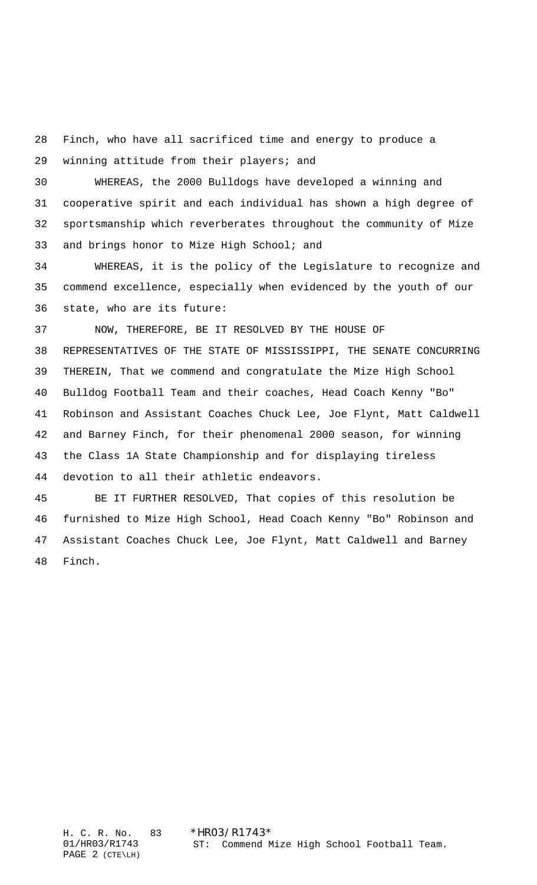Finch, who have all sacrificed time and energy to produce a winning attitude from their players; and

WHEREAS, the 2000 Bulldogs have developed a winning and cooperative spirit and each individual has shown a high degree of sportsmanship which reverberates throughout the community of Mize and brings honor to Mize High School; and

WHEREAS, it is the policy of the Legislature to recognize and commend excellence, especially when evidenced by the youth of our state, who are its future:

NOW, THEREFORE, BE IT RESOLVED BY THE HOUSE OF REPRESENTATIVES OF THE STATE OF MISSISSIPPI, THE SENATE CONCURRING THEREIN, That we commend and congratulate the Mize High School Bulldog Football Team and their coaches, Head Coach Kenny "Bo" Robinson and Assistant Coaches Chuck Lee, Joe Flynt, Matt Caldwell and Barney Finch, for their phenomenal 2000 season, for winning the Class 1A State Championship and for displaying tireless devotion to all their athletic endeavors.

BE IT FURTHER RESOLVED, That copies of this resolution be furnished to Mize High School, Head Coach Kenny "Bo" Robinson and Assistant Coaches Chuck Lee, Joe Flynt, Matt Caldwell and Barney Finch.